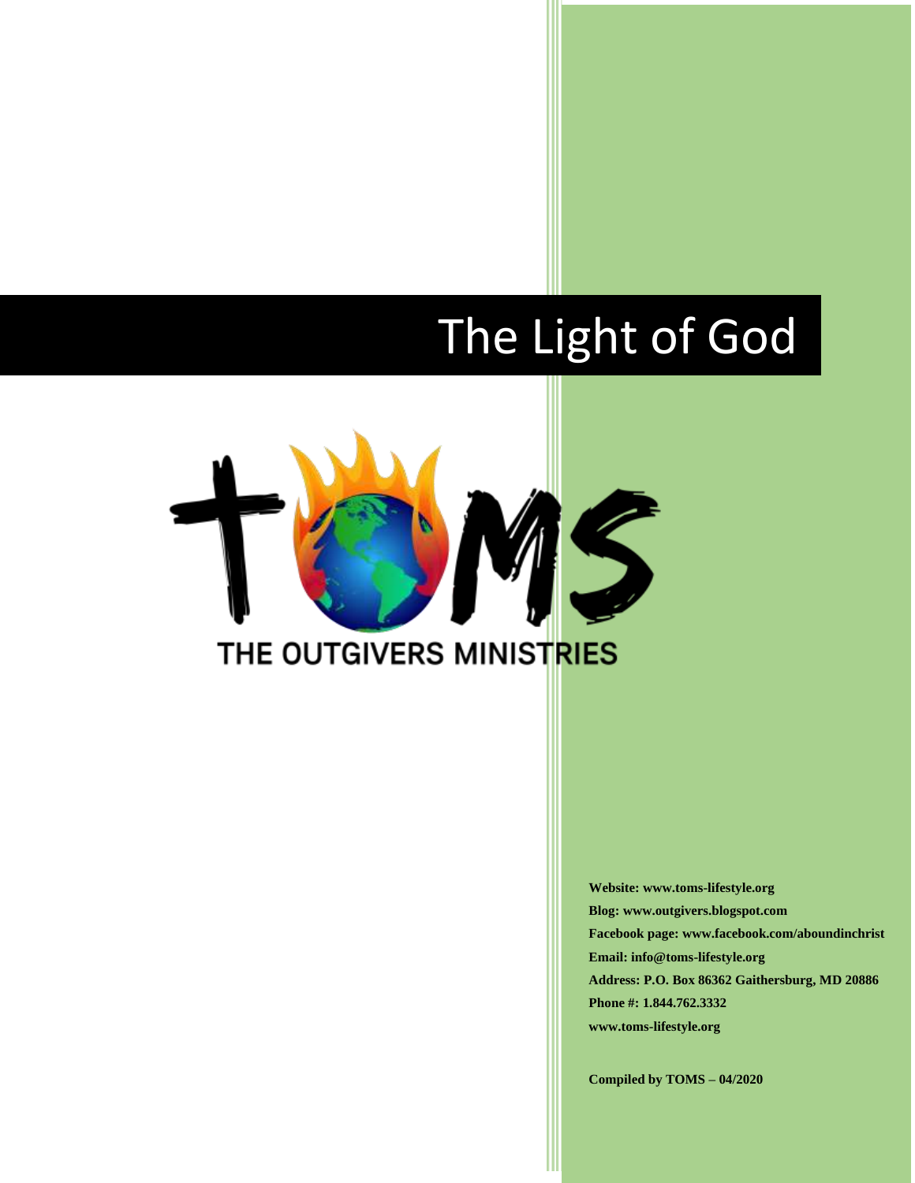# The Light of God

THE OUTGIVERS MINISTRIES

**Website: www.toms-lifestyle.org**
**Blog: www.outgivers.blogspot.com**
**Facebook page: www.facebook.com/aboundinchrist**
**Email: info@toms-lifestyle.org**
**Address: P.O. Box 86362 Gaithersburg, MD 20886**
**Phone #: 1.844.762.3332**
**www.toms-lifestyle.org**

**Compiled by TOMS – 04/2020**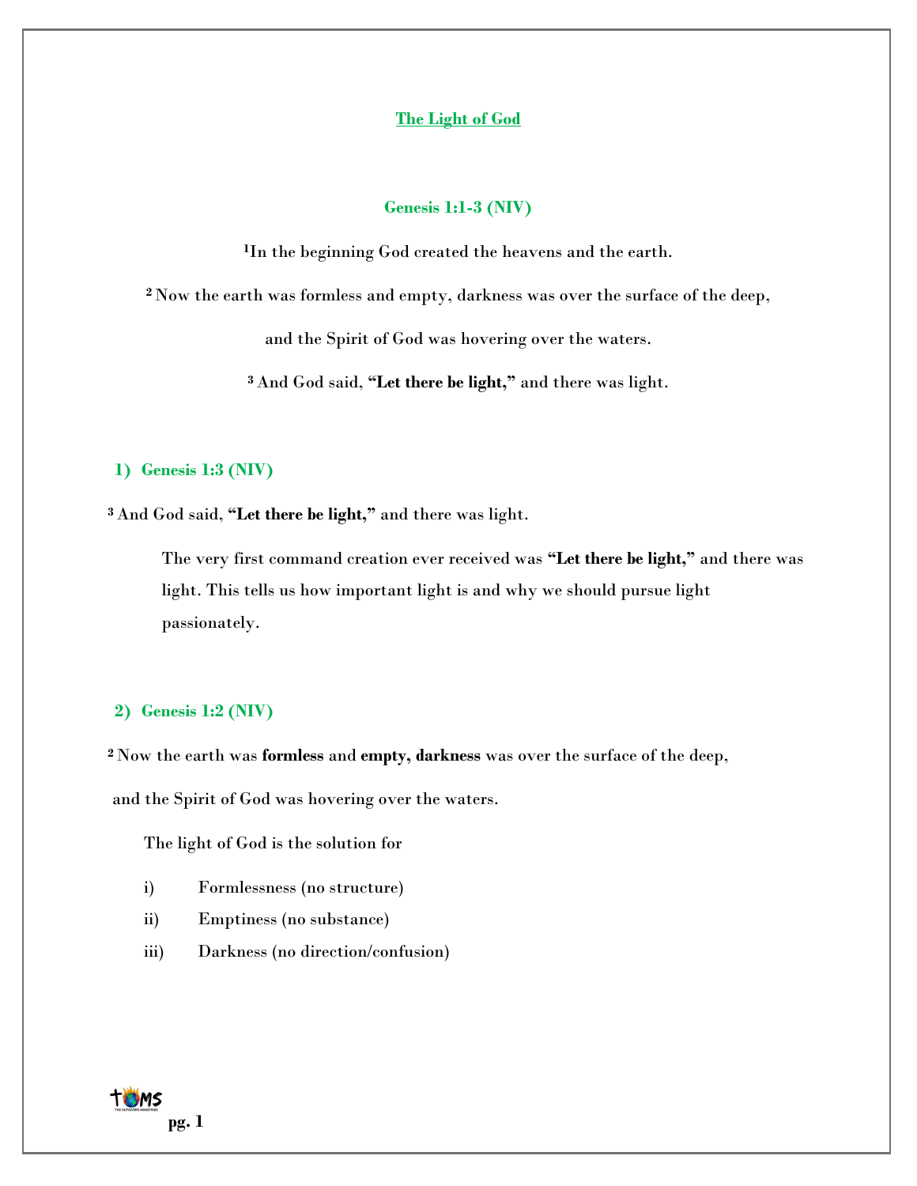## The Light of God

### Genesis 1:1-3 (NIV)

[1]In the beginning God created the heavens and the earth.

[2] Now the earth was formless and empty, darkness was over the surface of the deep,

and the Spirit of God was hovering over the waters.

[3] And God said, **"Let there be light,"** and there was light.

### 1) Genesis 1:3 (NIV)

[3] And God said, **"Let there be light,"** and there was light.

The very first command creation ever received was **"Let there be light,"** and there was light. This tells us how important light is and why we should pursue light passionately.

### 2) Genesis 1:2 (NIV)

[2] Now the earth was **formless** and **empty, darkness** was over the surface of the deep,

and the Spirit of God was hovering over the waters.

The light of God is the solution for

i) Formlessness (no structure)

ii) Emptiness (no substance)

iii) Darkness (no direction/confusion)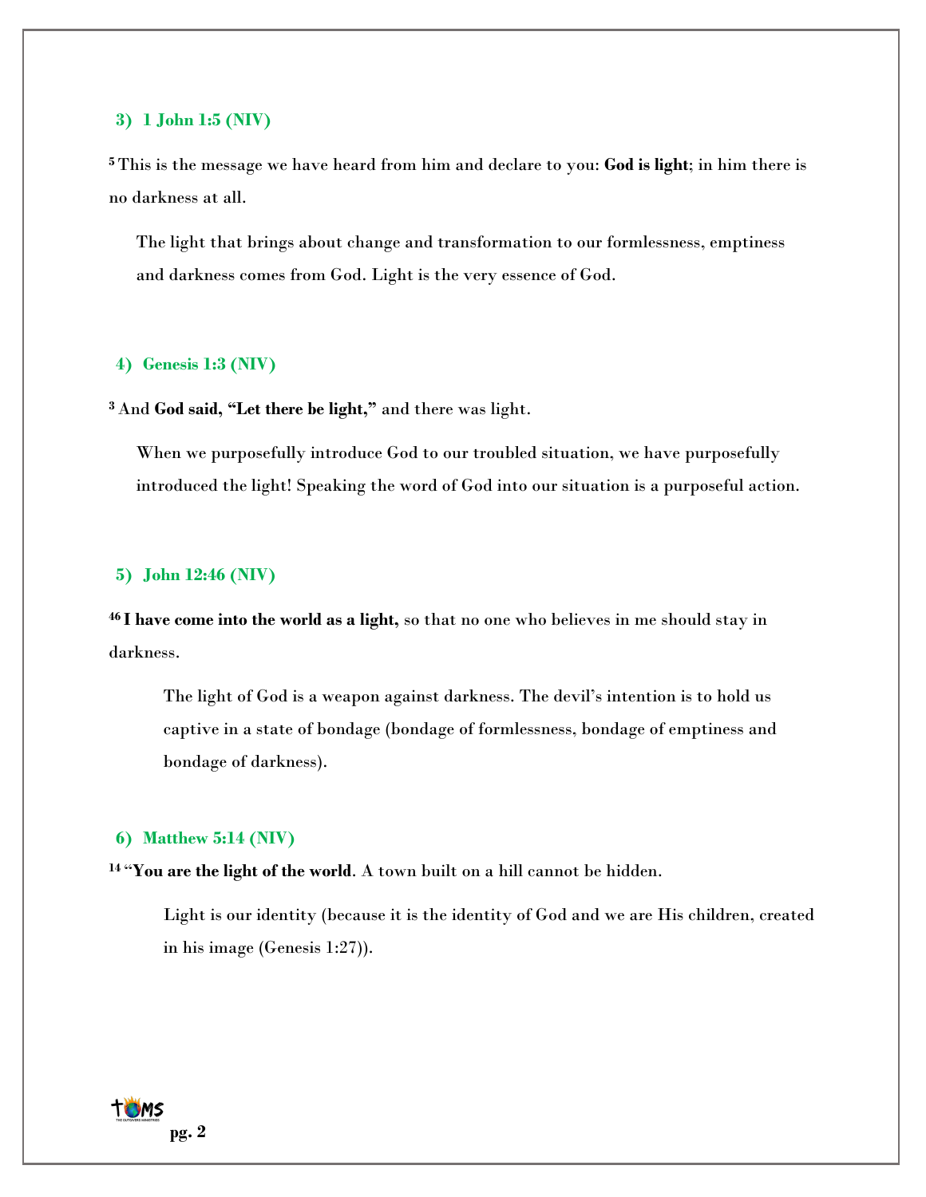### 3) 1 John 1:5 (NIV)

[5] This is the message we have heard from him and declare to you: **God is light**; in him there is no darkness at all.

> The light that brings about change and transformation to our formlessness, emptiness and darkness comes from God. Light is the very essence of God.

### 4) Genesis 1:3 (NIV)

[3] And **God said, "Let there be light,"** and there was light.

> When we purposefully introduce God to our troubled situation, we have purposefully introduced the light! Speaking the word of God into our situation is a purposeful action.

### 5) John 12:46 (NIV)

[46] **I have come into the world as a light,** so that no one who believes in me should stay in darkness.

> The light of God is a weapon against darkness. The devil's intention is to hold us captive in a state of bondage (bondage of formlessness, bondage of emptiness and bondage of darkness).

### 6) Matthew 5:14 (NIV)

[14] "**You are the light of the world**. A town built on a hill cannot be hidden.

> Light is our identity (because it is the identity of God and we are His children, created in his image (Genesis 1:27)).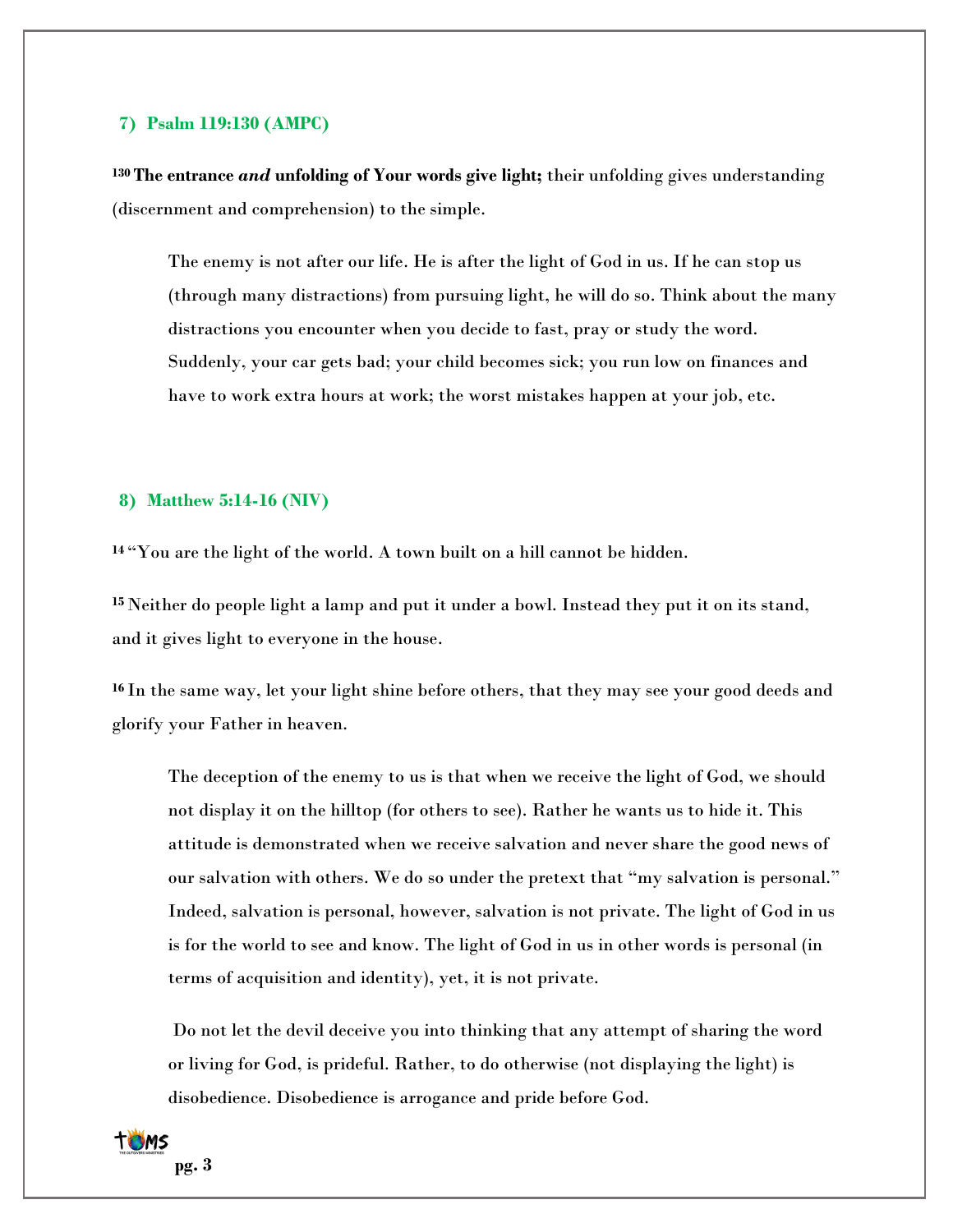### 7) Psalm 119:130 (AMPC)

[130] **The entrance *and* unfolding of Your words give light;** their unfolding gives understanding (discernment and comprehension) to the simple.

> The enemy is not after our life. He is after the light of God in us. If he can stop us (through many distractions) from pursuing light, he will do so. Think about the many distractions you encounter when you decide to fast, pray or study the word. Suddenly, your car gets bad; your child becomes sick; you run low on finances and have to work extra hours at work; the worst mistakes happen at your job, etc.

### 8) Matthew 5:14-16 (NIV)

[14] "You are the light of the world. A town built on a hill cannot be hidden.

[15] Neither do people light a lamp and put it under a bowl. Instead they put it on its stand, and it gives light to everyone in the house.

[16] In the same way, let your light shine before others, that they may see your good deeds and glorify your Father in heaven.

> The deception of the enemy to us is that when we receive the light of God, we should not display it on the hilltop (for others to see). Rather he wants us to hide it. This attitude is demonstrated when we receive salvation and never share the good news of our salvation with others. We do so under the pretext that "my salvation is personal." Indeed, salvation is personal, however, salvation is not private. The light of God in us is for the world to see and know. The light of God in us in other words is personal (in terms of acquisition and identity), yet, it is not private.
>
> Do not let the devil deceive you into thinking that any attempt of sharing the word or living for God, is prideful. Rather, to do otherwise (not displaying the light) is disobedience. Disobedience is arrogance and pride before God.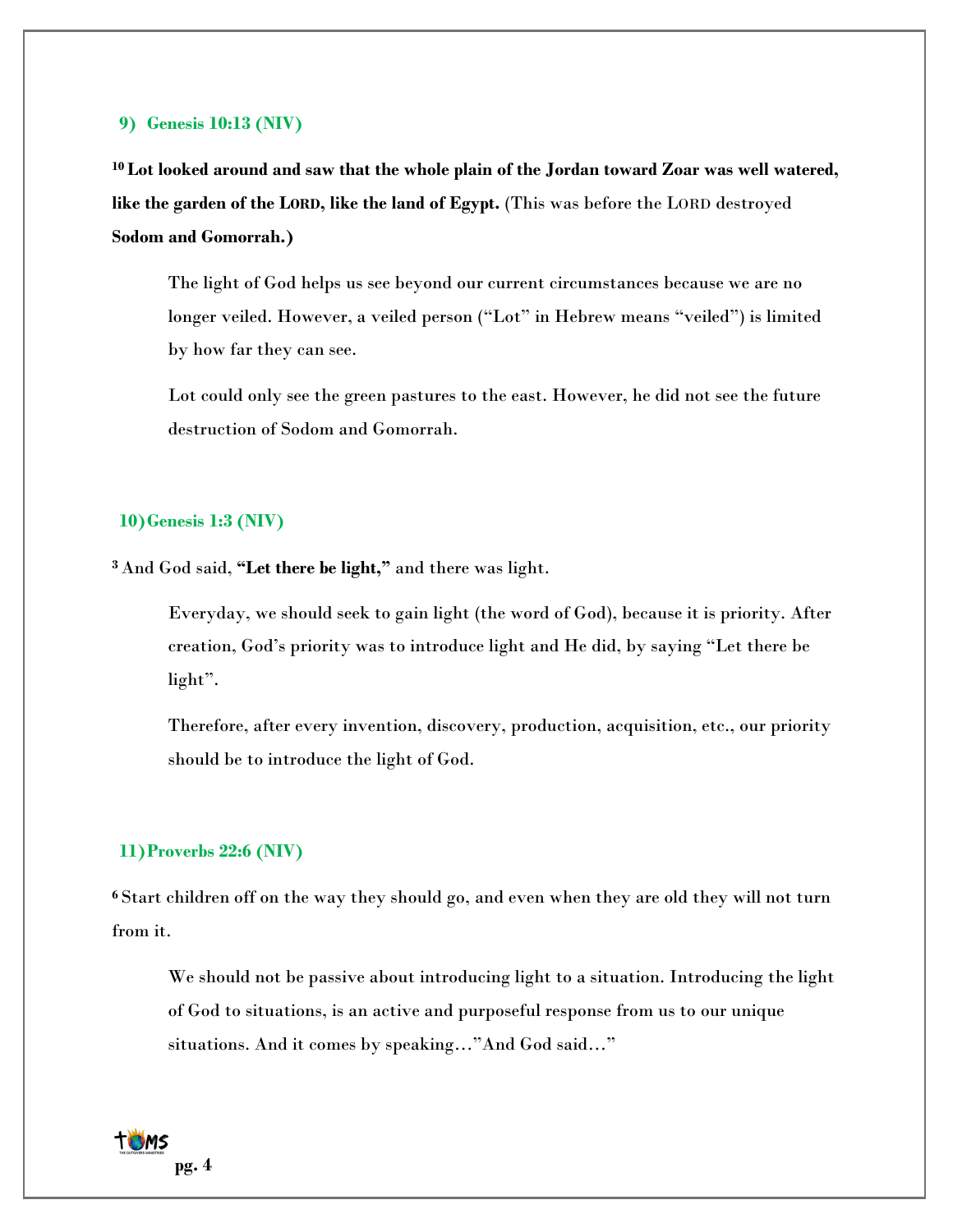9) **Genesis 10:13 (NIV)**

**[10] Lot looked around and saw that the whole plain of the Jordan toward Zoar was well watered, like the garden of the LORD, like the land of Egypt.** (This was before the LORD destroyed **Sodom and Gomorrah.)**

> The light of God helps us see beyond our current circumstances because we are no longer veiled. However, a veiled person ("Lot" in Hebrew means "veiled") is limited by how far they can see.
>
> Lot could only see the green pastures to the east. However, he did not see the future destruction of Sodom and Gomorrah.

10) **Genesis 1:3 (NIV)**

[3] And God said, **"Let there be light,"** and there was light.

> Everyday, we should seek to gain light (the word of God), because it is priority. After creation, God's priority was to introduce light and He did, by saying "Let there be light".
>
> Therefore, after every invention, discovery, production, acquisition, etc., our priority should be to introduce the light of God.

11) **Proverbs 22:6 (NIV)**

[6] Start children off on the way they should go, and even when they are old they will not turn from it.

> We should not be passive about introducing light to a situation. Introducing the light of God to situations, is an active and purposeful response from us to our unique situations. And it comes by speaking…"And God said…"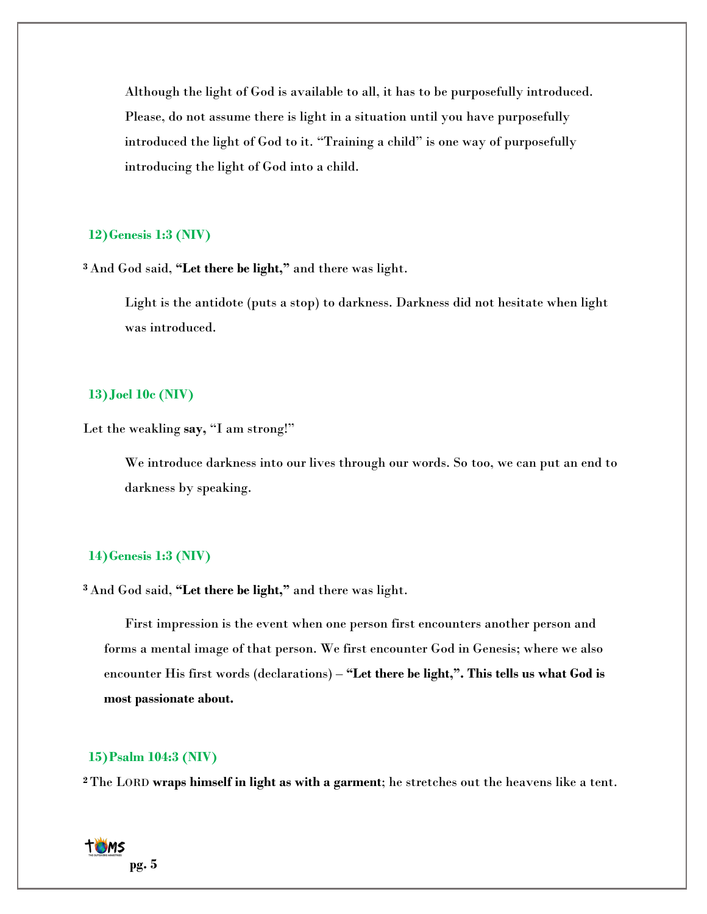Although the light of God is available to all, it has to be purposefully introduced. Please, do not assume there is light in a situation until you have purposefully introduced the light of God to it. "Training a child" is one way of purposefully introducing the light of God into a child.

**12) Genesis 1:3 (NIV)**

[3] And God said, **"Let there be light,"** and there was light.

Light is the antidote (puts a stop) to darkness. Darkness did not hesitate when light was introduced.

**13) Joel 10c (NIV)**

Let the weakling **say,** "I am strong!"

We introduce darkness into our lives through our words. So too, we can put an end to darkness by speaking.

**14) Genesis 1:3 (NIV)**

[3] And God said, **"Let there be light,"** and there was light.

First impression is the event when one person first encounters another person and forms a mental image of that person. We first encounter God in Genesis; where we also encounter His first words (declarations) – **"Let there be light,". This tells us what God is most passionate about.**

**15) Psalm 104:3 (NIV)**

[2] The LORD **wraps himself in light as with a garment**; he stretches out the heavens like a tent.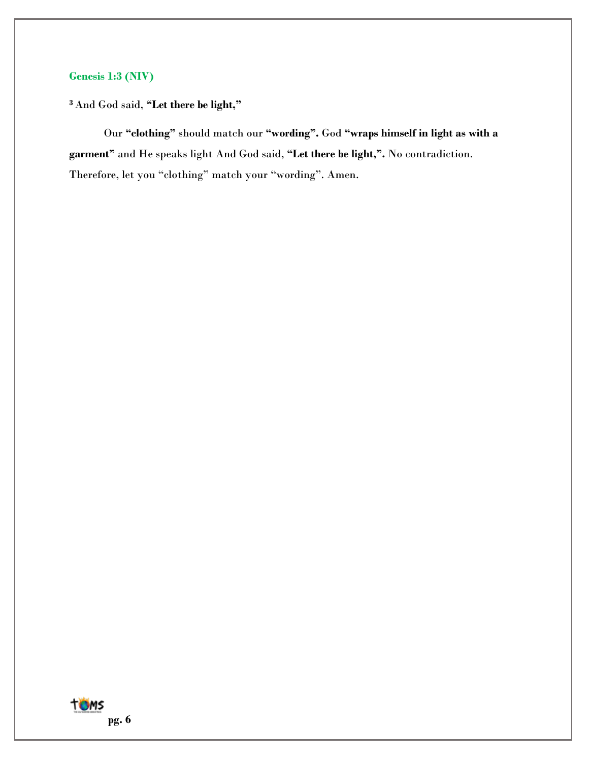**Genesis 1:3 (NIV)**

[3] And God said, **"Let there be light,"**

Our **"clothing"** should match our **"wording".** God **"wraps himself in light as with a garment"** and He speaks light And God said, **"Let there be light,".** No contradiction. Therefore, let you "clothing" match your "wording". Amen.